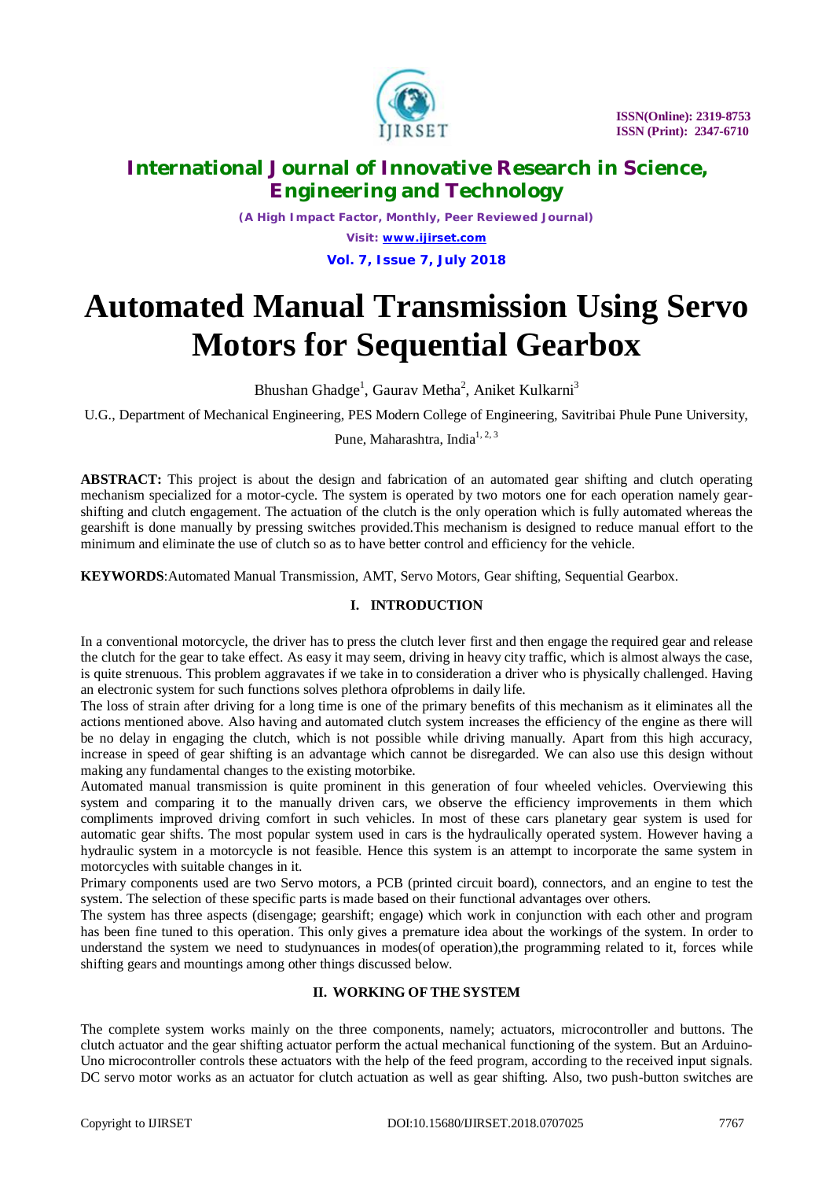# Automated Manual Transmission Using Servo Motors for Sequential Gearbox

Bhushan Ghadge[1], Gaurav Metha[2], Aniket Kulkarni[3]

U.G., Department of Mechanical Engineering, PES Modern College of Engineering, Savitribai Phule Pune University, Pune, Maharashtra, India[1, 2, 3]

**ABSTRACT:** This project is about the design and fabrication of an automated gear shifting and clutch operating mechanism specialized for a motor-cycle. The system is operated by two motors one for each operation namely gear-shifting and clutch engagement. The actuation of the clutch is the only operation which is fully automated whereas the gearshift is done manually by pressing switches provided.This mechanism is designed to reduce manual effort to the minimum and eliminate the use of clutch so as to have better control and efficiency for the vehicle.

**KEYWORDS**:Automated Manual Transmission, AMT, Servo Motors, Gear shifting, Sequential Gearbox.

## I. INTRODUCTION

In a conventional motorcycle, the driver has to press the clutch lever first and then engage the required gear and release the clutch for the gear to take effect. As easy it may seem, driving in heavy city traffic, which is almost always the case, is quite strenuous. This problem aggravates if we take in to consideration a driver who is physically challenged. Having an electronic system for such functions solves plethora ofproblems in daily life.

The loss of strain after driving for a long time is one of the primary benefits of this mechanism as it eliminates all the actions mentioned above. Also having and automated clutch system increases the efficiency of the engine as there will be no delay in engaging the clutch, which is not possible while driving manually. Apart from this high accuracy, increase in speed of gear shifting is an advantage which cannot be disregarded. We can also use this design without making any fundamental changes to the existing motorbike.

Automated manual transmission is quite prominent in this generation of four wheeled vehicles. Overviewing this system and comparing it to the manually driven cars, we observe the efficiency improvements in them which compliments improved driving comfort in such vehicles. In most of these cars planetary gear system is used for automatic gear shifts. The most popular system used in cars is the hydraulically operated system. However having a hydraulic system in a motorcycle is not feasible. Hence this system is an attempt to incorporate the same system in motorcycles with suitable changes in it.

Primary components used are two Servo motors, a PCB (printed circuit board), connectors, and an engine to test the system. The selection of these specific parts is made based on their functional advantages over others.

The system has three aspects (disengage; gearshift; engage) which work in conjunction with each other and program has been fine tuned to this operation. This only gives a premature idea about the workings of the system. In order to understand the system we need to studynuances in modes(of operation),the programming related to it, forces while shifting gears and mountings among other things discussed below.

## II. WORKING OF THE SYSTEM

The complete system works mainly on the three components, namely; actuators, microcontroller and buttons. The clutch actuator and the gear shifting actuator perform the actual mechanical functioning of the system. But an Arduino-Uno microcontroller controls these actuators with the help of the feed program, according to the received input signals. DC servo motor works as an actuator for clutch actuation as well as gear shifting. Also, two push-button switches are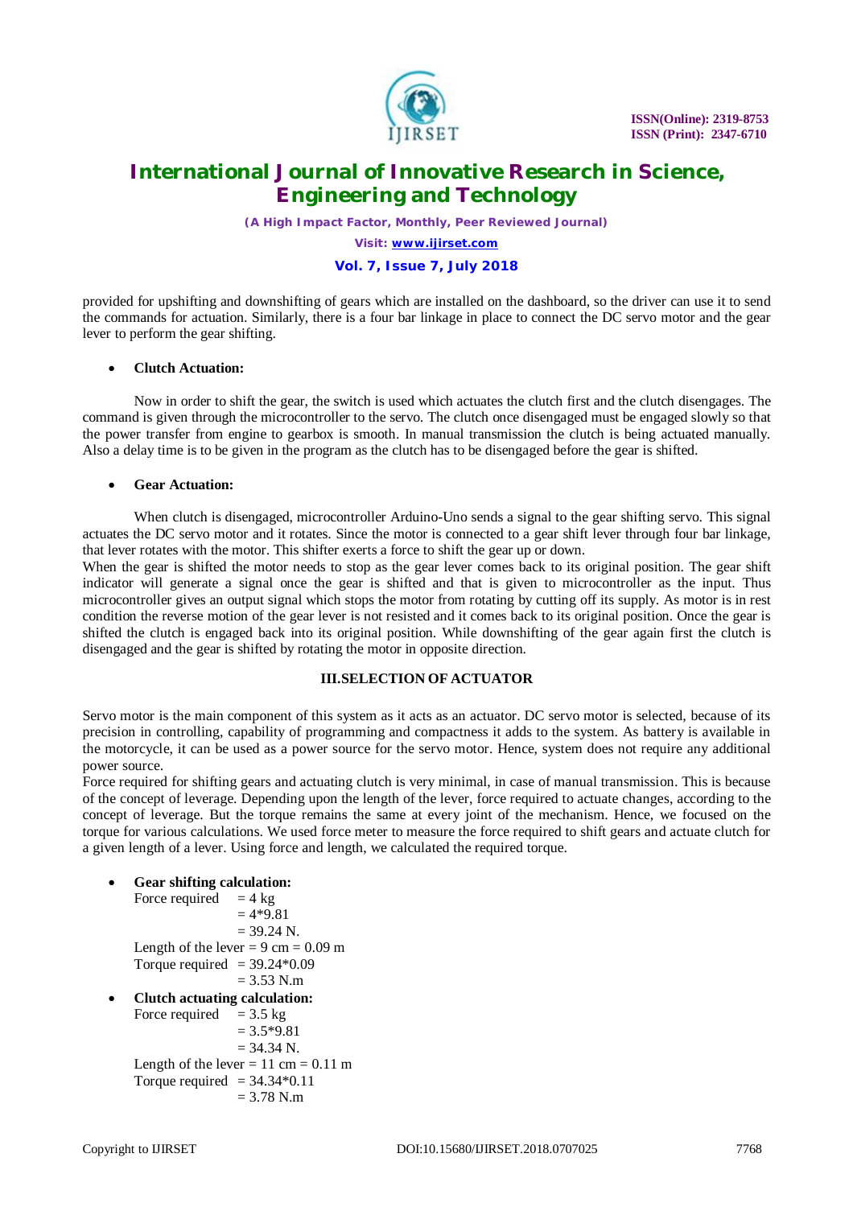provided for upshifting and downshifting of gears which are installed on the dashboard, so the driver can use it to send the commands for actuation. Similarly, there is a four bar linkage in place to connect the DC servo motor and the gear lever to perform the gear shifting.

- **Clutch Actuation:**

Now in order to shift the gear, the switch is used which actuates the clutch first and the clutch disengages. The command is given through the microcontroller to the servo. The clutch once disengaged must be engaged slowly so that the power transfer from engine to gearbox is smooth. In manual transmission the clutch is being actuated manually. Also a delay time is to be given in the program as the clutch has to be disengaged before the gear is shifted.

- **Gear Actuation:**

When clutch is disengaged, microcontroller Arduino-Uno sends a signal to the gear shifting servo. This signal actuates the DC servo motor and it rotates. Since the motor is connected to a gear shift lever through four bar linkage, that lever rotates with the motor. This shifter exerts a force to shift the gear up or down.
When the gear is shifted the motor needs to stop as the gear lever comes back to its original position. The gear shift indicator will generate a signal once the gear is shifted and that is given to microcontroller as the input. Thus microcontroller gives an output signal which stops the motor from rotating by cutting off its supply. As motor is in rest condition the reverse motion of the gear lever is not resisted and it comes back to its original position. Once the gear is shifted the clutch is engaged back into its original position. While downshifting of the gear again first the clutch is disengaged and the gear is shifted by rotating the motor in opposite direction.

## III.SELECTION OF ACTUATOR

Servo motor is the main component of this system as it acts as an actuator. DC servo motor is selected, because of its precision in controlling, capability of programming and compactness it adds to the system. As battery is available in the motorcycle, it can be used as a power source for the servo motor. Hence, system does not require any additional power source.
Force required for shifting gears and actuating clutch is very minimal, in case of manual transmission. This is because of the concept of leverage. Depending upon the length of the lever, force required to actuate changes, according to the concept of leverage. But the torque remains the same at every joint of the mechanism. Hence, we focused on the torque for various calculations. We used force meter to measure the force required to shift gears and actuate clutch for a given length of a lever. Using force and length, we calculated the required torque.

- **Gear shifting calculation:**
  Force required = 4 kg
  = 4*9.81
  = 39.24 N.
  Length of the lever = 9 cm = 0.09 m
  Torque required = 39.24*0.09
  = 3.53 N.m
- **Clutch actuating calculation:**
  Force required = 3.5 kg
  = 3.5*9.81
  = 34.34 N.
  Length of the lever = 11 cm = 0.11 m
  Torque required = 34.34*0.11
  = 3.78 N.m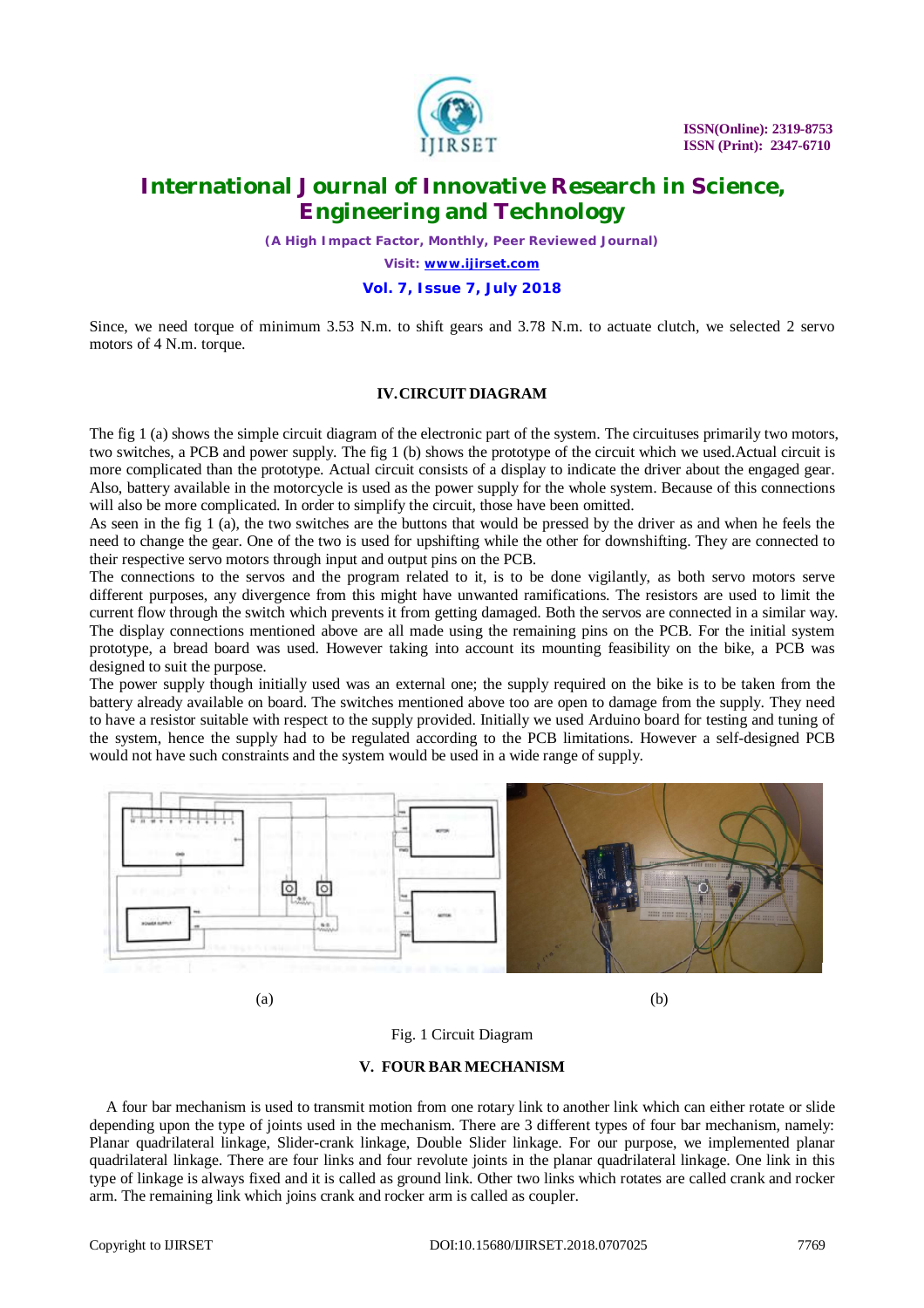Since, we need torque of minimum 3.53 N.m. to shift gears and 3.78 N.m. to actuate clutch, we selected 2 servo motors of 4 N.m. torque.

## IV. CIRCUIT DIAGRAM

The fig 1 (a) shows the simple circuit diagram of the electronic part of the system. The circuituses primarily two motors, two switches, a PCB and power supply. The fig 1 (b) shows the prototype of the circuit which we used.Actual circuit is more complicated than the prototype. Actual circuit consists of a display to indicate the driver about the engaged gear. Also, battery available in the motorcycle is used as the power supply for the whole system. Because of this connections will also be more complicated. In order to simplify the circuit, those have been omitted.

As seen in the fig 1 (a), the two switches are the buttons that would be pressed by the driver as and when he feels the need to change the gear. One of the two is used for upshifting while the other for downshifting. They are connected to their respective servo motors through input and output pins on the PCB.

The connections to the servos and the program related to it, is to be done vigilantly, as both servo motors serve different purposes, any divergence from this might have unwanted ramifications. The resistors are used to limit the current flow through the switch which prevents it from getting damaged. Both the servos are connected in a similar way. The display connections mentioned above are all made using the remaining pins on the PCB. For the initial system prototype, a bread board was used. However taking into account its mounting feasibility on the bike, a PCB was designed to suit the purpose.

The power supply though initially used was an external one; the supply required on the bike is to be taken from the battery already available on board. The switches mentioned above too are open to damage from the supply. They need to have a resistor suitable with respect to the supply provided. Initially we used Arduino board for testing and tuning of the system, hence the supply had to be regulated according to the PCB limitations. However a self-designed PCB would not have such constraints and the system would be used in a wide range of supply.

(a) (b)

Fig. 1 Circuit Diagram

## V. FOUR BAR MECHANISM

A four bar mechanism is used to transmit motion from one rotary link to another link which can either rotate or slide depending upon the type of joints used in the mechanism. There are 3 different types of four bar mechanism, namely: Planar quadrilateral linkage, Slider-crank linkage, Double Slider linkage. For our purpose, we implemented planar quadrilateral linkage. There are four links and four revolute joints in the planar quadrilateral linkage. One link in this type of linkage is always fixed and it is called as ground link. Other two links which rotates are called crank and rocker arm. The remaining link which joins crank and rocker arm is called as coupler.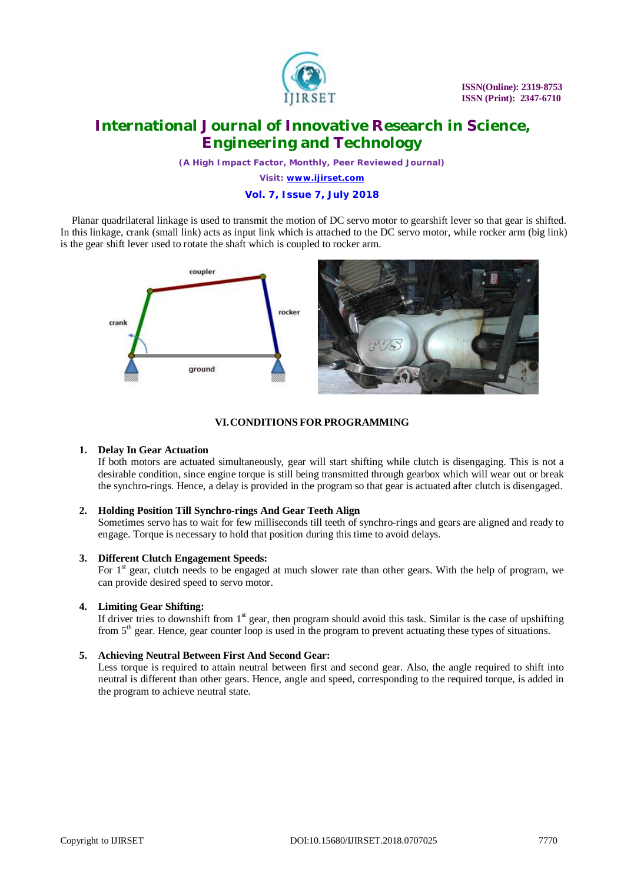Planar quadrilateral linkage is used to transmit the motion of DC servo motor to gearshift lever so that gear is shifted. In this linkage, crank (small link) acts as input link which is attached to the DC servo motor, while rocker arm (big link) is the gear shift lever used to rotate the shaft which is coupled to rocker arm.

## VI. CONDITIONS FOR PROGRAMMING

1. **Delay In Gear Actuation**
   If both motors are actuated simultaneously, gear will start shifting while clutch is disengaging. This is not a desirable condition, since engine torque is still being transmitted through gearbox which will wear out or break the synchro-rings. Hence, a delay is provided in the program so that gear is actuated after clutch is disengaged.

2. **Holding Position Till Synchro-rings And Gear Teeth Align**
   Sometimes servo has to wait for few milliseconds till teeth of synchro-rings and gears are aligned and ready to engage. Torque is necessary to hold that position during this time to avoid delays.

3. **Different Clutch Engagement Speeds:**
   For 1st gear, clutch needs to be engaged at much slower rate than other gears. With the help of program, we can provide desired speed to servo motor.

4. **Limiting Gear Shifting:**
   If driver tries to downshift from 1st gear, then program should avoid this task. Similar is the case of upshifting from 5th gear. Hence, gear counter loop is used in the program to prevent actuating these types of situations.

5. **Achieving Neutral Between First And Second Gear:**
   Less torque is required to attain neutral between first and second gear. Also, the angle required to shift into neutral is different than other gears. Hence, angle and speed, corresponding to the required torque, is added in the program to achieve neutral state.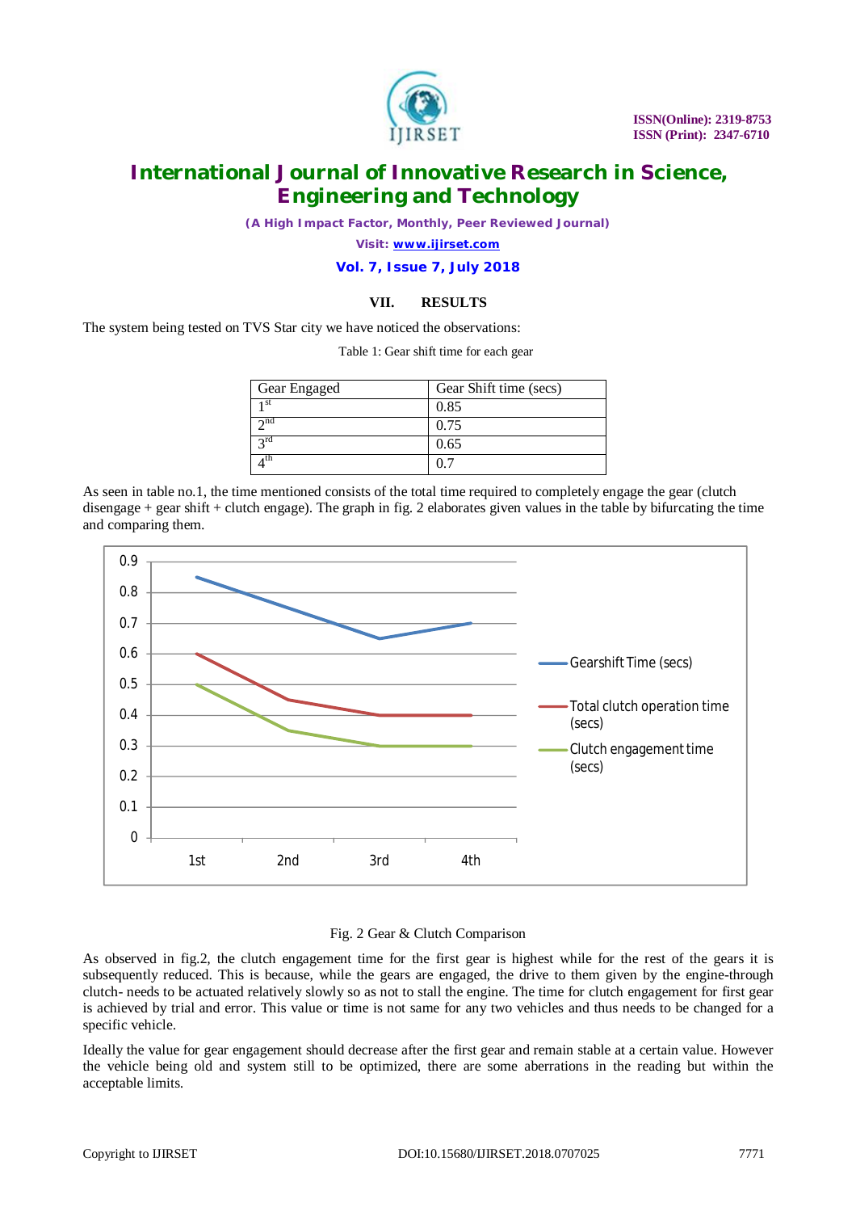## VII. RESULTS

The system being tested on TVS Star city we have noticed the observations:

Table 1: Gear shift time for each gear

| Gear Engaged | Gear Shift time (secs) |
|---|---|
| 1st | 0.85 |
| 2nd | 0.75 |
| 3rd | 0.65 |
| 4th | 0.7 |

As seen in table no.1, the time mentioned consists of the total time required to completely engage the gear (clutch disengage + gear shift + clutch engage). The graph in fig. 2 elaborates given values in the table by bifurcating the time and comparing them.

Fig. 2 Gear & Clutch Comparison

As observed in fig.2, the clutch engagement time for the first gear is highest while for the rest of the gears it is subsequently reduced. This is because, while the gears are engaged, the drive to them given by the engine-through clutch- needs to be actuated relatively slowly so as not to stall the engine. The time for clutch engagement for first gear is achieved by trial and error. This value or time is not same for any two vehicles and thus needs to be changed for a specific vehicle.

Ideally the value for gear engagement should decrease after the first gear and remain stable at a certain value. However the vehicle being old and system still to be optimized, there are some aberrations in the reading but within the acceptable limits.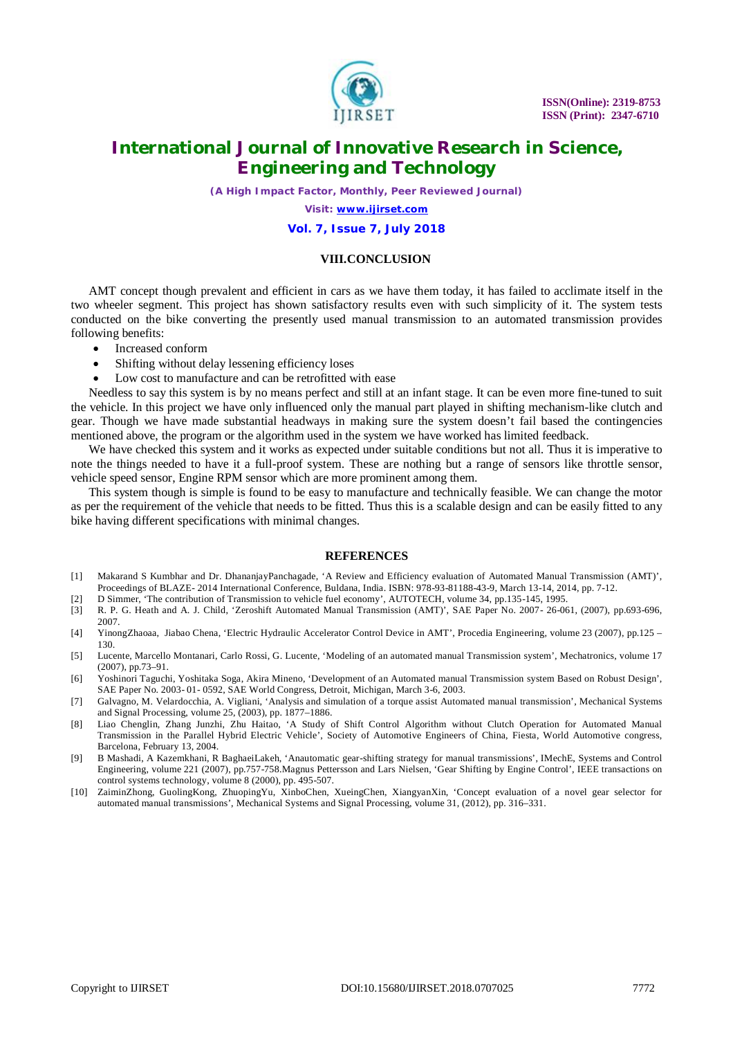## VIII.CONCLUSION

AMT concept though prevalent and efficient in cars as we have them today, it has failed to acclimate itself in the two wheeler segment. This project has shown satisfactory results even with such simplicity of it. The system tests conducted on the bike converting the presently used manual transmission to an automated transmission provides following benefits:

- Increased conform
- Shifting without delay lessening efficiency loses
- Low cost to manufacture and can be retrofitted with ease

Needless to say this system is by no means perfect and still at an infant stage. It can be even more fine-tuned to suit the vehicle. In this project we have only influenced only the manual part played in shifting mechanism-like clutch and gear. Though we have made substantial headways in making sure the system doesn't fail based the contingencies mentioned above, the program or the algorithm used in the system we have worked has limited feedback.

We have checked this system and it works as expected under suitable conditions but not all. Thus it is imperative to note the things needed to have it a full-proof system. These are nothing but a range of sensors like throttle sensor, vehicle speed sensor, Engine RPM sensor which are more prominent among them.

This system though is simple is found to be easy to manufacture and technically feasible. We can change the motor as per the requirement of the vehicle that needs to be fitted. Thus this is a scalable design and can be easily fitted to any bike having different specifications with minimal changes.

## REFERENCES

[1] Makarand S Kumbhar and Dr. DhananjayPanchagade, 'A Review and Efficiency evaluation of Automated Manual Transmission (AMT)', Proceedings of BLAZE- 2014 International Conference, Buldana, India. ISBN: 978-93-81188-43-9, March 13-14, 2014, pp. 7-12.

[2] D Simmer, 'The contribution of Transmission to vehicle fuel economy', AUTOTECH, volume 34, pp.135-145, 1995.

[3] R. P. G. Heath and A. J. Child, 'Zeroshift Automated Manual Transmission (AMT)', SAE Paper No. 2007- 26-061, (2007), pp.693-696, 2007.

[4] YinongZhaoaa, Jiabao Chena, 'Electric Hydraulic Accelerator Control Device in AMT', Procedia Engineering, volume 23 (2007), pp.125 – 130.

[5] Lucente, Marcello Montanari, Carlo Rossi, G. Lucente, 'Modeling of an automated manual Transmission system', Mechatronics, volume 17 (2007), pp.73–91.

[6] Yoshinori Taguchi, Yoshitaka Soga, Akira Mineno, 'Development of an Automated manual Transmission system Based on Robust Design', SAE Paper No. 2003- 01- 0592, SAE World Congress, Detroit, Michigan, March 3-6, 2003.

[7] Galvagno, M. Velardocchia, A. Vigliani, 'Analysis and simulation of a torque assist Automated manual transmission', Mechanical Systems and Signal Processing, volume 25, (2003), pp. 1877–1886.

[8] Liao Chenglin, Zhang Junzhi, Zhu Haitao, 'A Study of Shift Control Algorithm without Clutch Operation for Automated Manual Transmission in the Parallel Hybrid Electric Vehicle', Society of Automotive Engineers of China, Fiesta, World Automotive congress, Barcelona, February 13, 2004.

[9] B Mashadi, A Kazemkhani, R BaghaeiLakeh, 'Anautomatic gear-shifting strategy for manual transmissions', IMechE, Systems and Control Engineering, volume 221 (2007), pp.757-758.Magnus Pettersson and Lars Nielsen, 'Gear Shifting by Engine Control', IEEE transactions on control systems technology, volume 8 (2000), pp. 495-507.

[10] ZaiminZhong, GuolingKong, ZhuopingYu, XinboChen, XueingChen, XiangyanXin, 'Concept evaluation of a novel gear selector for automated manual transmissions', Mechanical Systems and Signal Processing, volume 31, (2012), pp. 316–331.